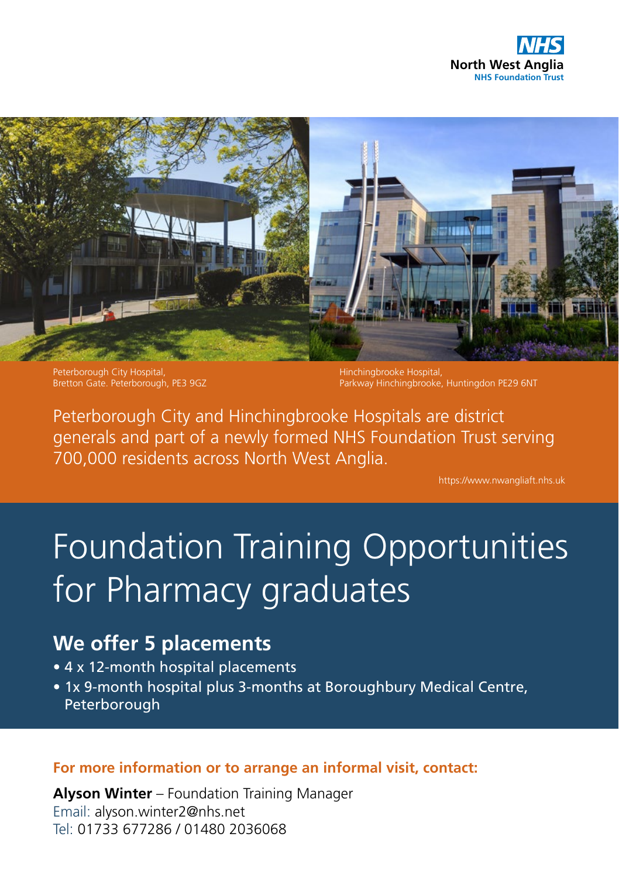NHS
North West Anglia
NHS Foundation Trust

Peterborough City Hospital,
Bretton Gate. Peterborough, PE3 9GZ

Hinchingbrooke Hospital,
Parkway Hinchingbrooke, Huntingdon PE29 6NT

Peterborough City and Hinchingbrooke Hospitals are district generals and part of a newly formed NHS Foundation Trust serving 700,000 residents across North West Anglia.

https://www.nwangliaft.nhs.uk

# Foundation Training Opportunities for Pharmacy graduates

## We offer 5 placements

- 4 x 12-month hospital placements
- 1x 9-month hospital plus 3-months at Boroughbury Medical Centre, Peterborough

**For more information or to arrange an informal visit, contact:**

**Alyson Winter** – Foundation Training Manager
Email: alyson.winter2@nhs.net
Tel: 01733 677286 / 01480 2036068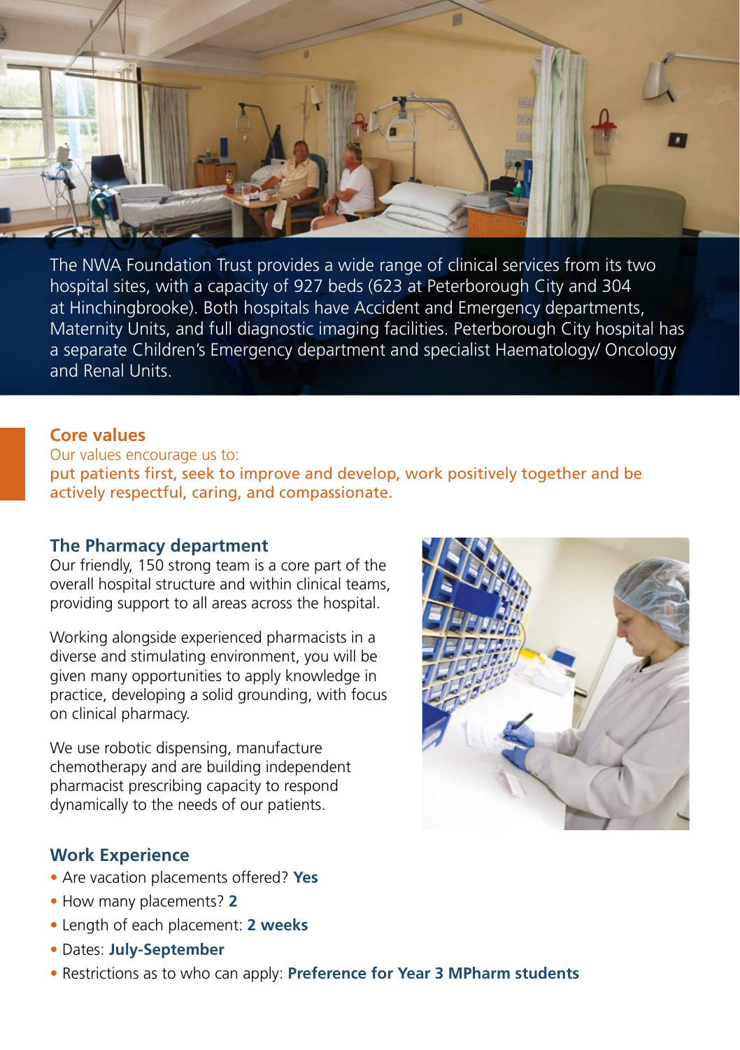The NWA Foundation Trust provides a wide range of clinical services from its two hospital sites, with a capacity of 927 beds (623 at Peterborough City and 304 at Hinchingbrooke). Both hospitals have Accident and Emergency departments, Maternity Units, and full diagnostic imaging facilities. Peterborough City hospital has a separate Children's Emergency department and specialist Haematology/ Oncology and Renal Units.

## Core values

Our values encourage us to:

put patients first, seek to improve and develop, work positively together and be actively respectful, caring, and compassionate.

## The Pharmacy department

Our friendly, 150 strong team is a core part of the overall hospital structure and within clinical teams, providing support to all areas across the hospital.

Working alongside experienced pharmacists in a diverse and stimulating environment, you will be given many opportunities to apply knowledge in practice, developing a solid grounding, with focus on clinical pharmacy.

We use robotic dispensing, manufacture chemotherapy and are building independent pharmacist prescribing capacity to respond dynamically to the needs of our patients.

## Work Experience

- Are vacation placements offered? **Yes**
- How many placements? **2**
- Length of each placement: **2 weeks**
- Dates: **July-September**
- Restrictions as to who can apply: **Preference for Year 3 MPharm students**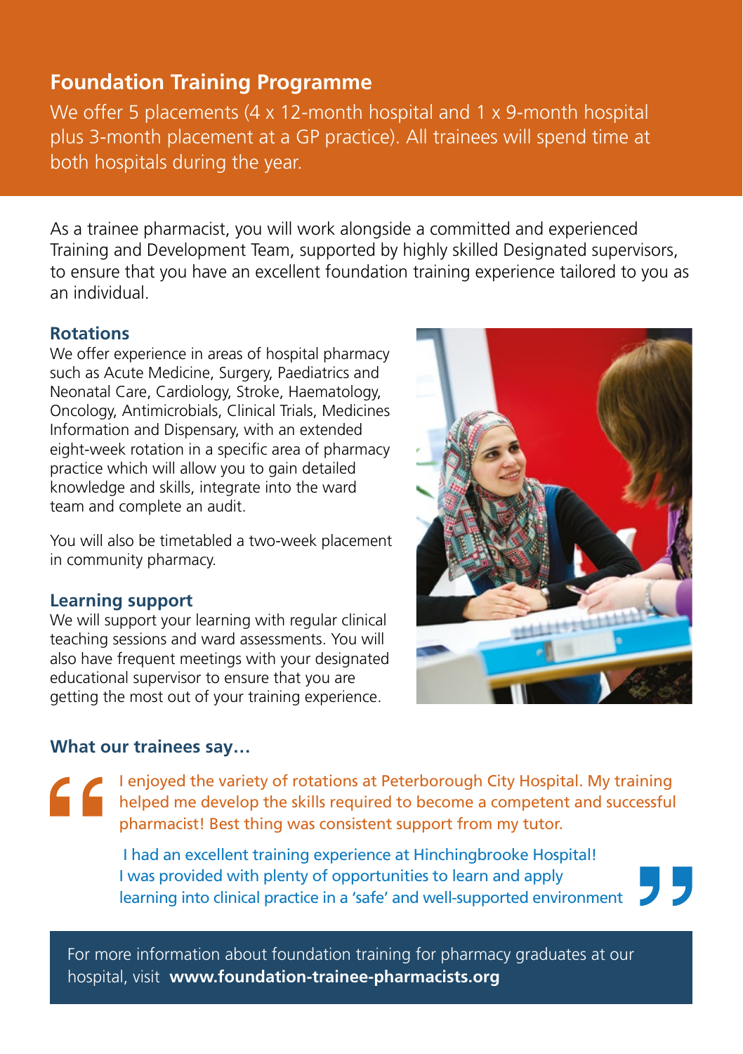## Foundation Training Programme

We offer 5 placements (4 x 12-month hospital and 1 x 9-month hospital plus 3-month placement at a GP practice). All trainees will spend time at both hospitals during the year.

As a trainee pharmacist, you will work alongside a committed and experienced Training and Development Team, supported by highly skilled Designated supervisors, to ensure that you have an excellent foundation training experience tailored to you as an individual.

### Rotations

We offer experience in areas of hospital pharmacy such as Acute Medicine, Surgery, Paediatrics and Neonatal Care, Cardiology, Stroke, Haematology, Oncology, Antimicrobials, Clinical Trials, Medicines Information and Dispensary, with an extended eight-week rotation in a specific area of pharmacy practice which will allow you to gain detailed knowledge and skills, integrate into the ward team and complete an audit.

You will also be timetabled a two-week placement in community pharmacy.

### Learning support

We will support your learning with regular clinical teaching sessions and ward assessments. You will also have frequent meetings with your designated educational supervisor to ensure that you are getting the most out of your training experience.

### What our trainees say…

> I enjoyed the variety of rotations at Peterborough City Hospital. My training helped me develop the skills required to become a competent and successful pharmacist! Best thing was consistent support from my tutor.
>
> I had an excellent training experience at Hinchingbrooke Hospital! I was provided with plenty of opportunities to learn and apply learning into clinical practice in a 'safe' and well-supported environment

For more information about foundation training for pharmacy graduates at our hospital, visit **www.foundation-trainee-pharmacists.org**